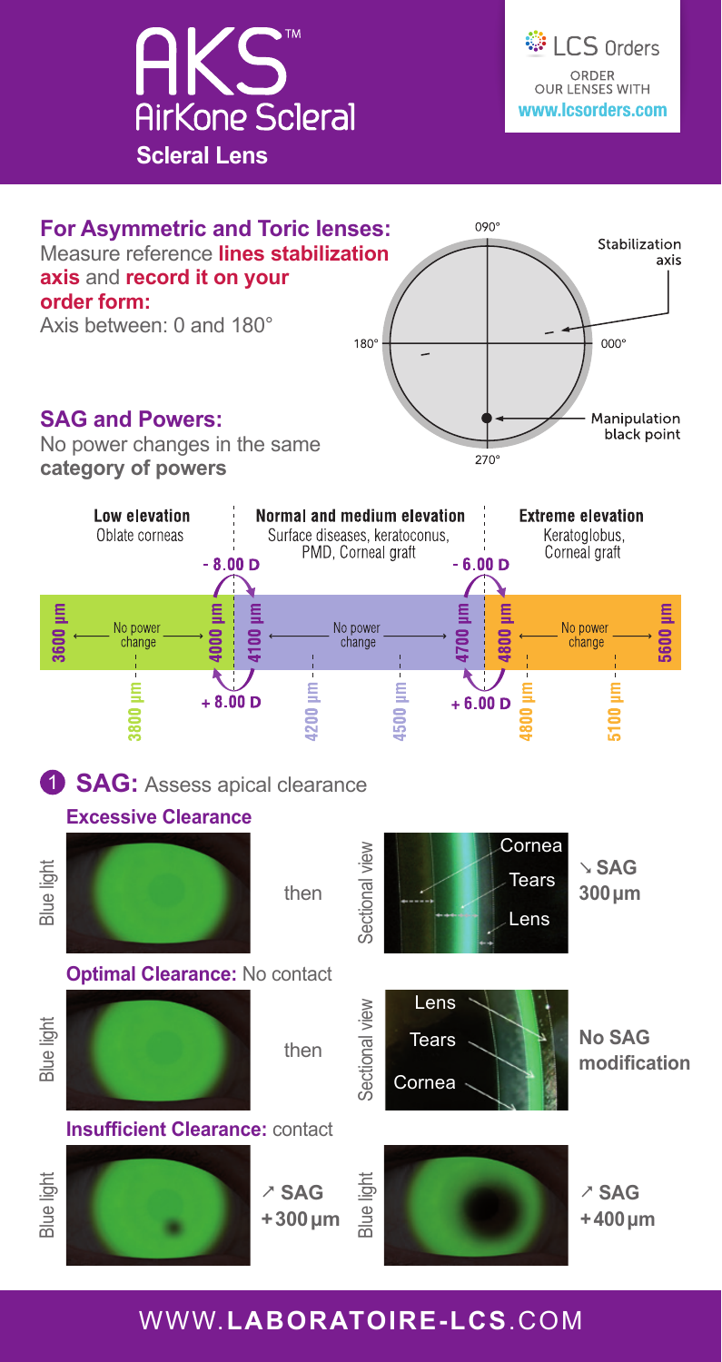# AKS™ AirKone Scleral

**Scleral Lens**

LCS Orders
ORDER OUR LENSES WITH **www.lcsorders.com**

## For Asymmetric and Toric lenses:

Measure reference **lines stabilization axis** and **record it on your order form:**
Axis between: 0 and 180°

090° · 180° · 000° · 270°

Stabilization axis

Manipulation black point

## SAG and Powers:

No power changes in the same **category of powers**

| Low elevation | Normal and medium elevation | Extreme elevation |
|---|---|---|
| Oblate corneas | Surface diseases, keratoconus, PMD, Corneal graft | Keratoglobus, Corneal graft |
| 3600 µm ← No power change → 4000 µm | 4100 µm ← No power change → 4700 µm | 4800 µm ← No power change → 5600 µm |
| 3800 µm | 4200 µm, 4500 µm | 4800 µm, 5100 µm |

Between 4000 µm and 4100 µm: - 8.00 D / + 8.00 D

Between 4700 µm and 4800 µm: - 6.00 D / + 6.00 D

## 1 SAG: Assess apical clearance

### Excessive Clearance

Blue light then Sectional view (Cornea, Tears, Lens)

↘ **SAG 300 µm**

### Optimal Clearance: No contact

Blue light then Sectional view (Lens, Tears, Cornea)

**No SAG modification**

### Insufficient Clearance: contact

Blue light: ↗ **SAG +300 µm**

Blue light: ↗ **SAG +400 µm**

WWW.**LABORATOIRE-LCS**.COM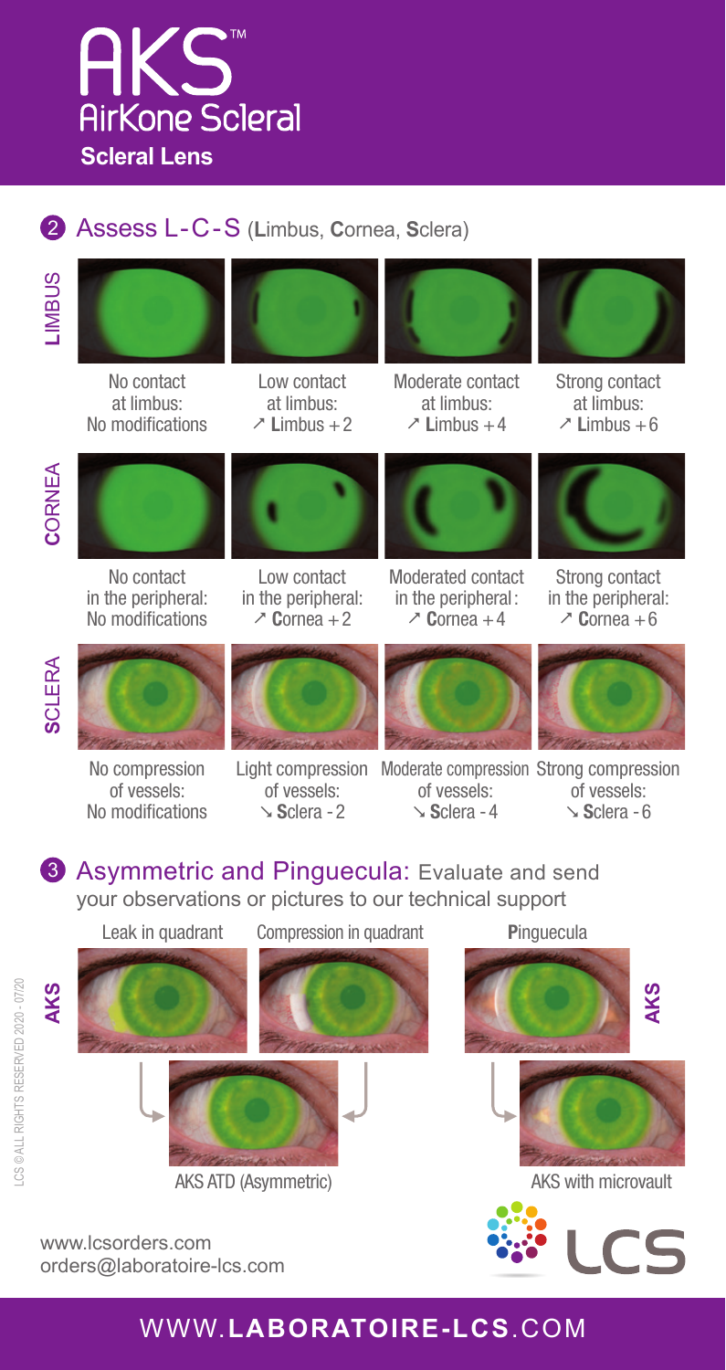# AKS™ AirKone Scleral

**Scleral Lens**

## 2 Assess L-C-S (**L**imbus, **C**ornea, **S**clera)

### LIMBUS

No contact at limbus: No modifications

Low contact at limbus: ↗ **L**imbus +2

Moderate contact at limbus: ↗ **L**imbus +4

Strong contact at limbus: ↗ **L**imbus +6

### CORNEA

No contact in the peripheral: No modifications

Low contact in the peripheral: ↗ **C**ornea +2

Moderated contact in the peripheral: ↗ **C**ornea +4

Strong contact in the peripheral: ↗ **C**ornea +6

### SCLERA

No compression of vessels: No modifications

Light compression of vessels: ↘ **S**clera - 2

Moderate compression of vessels: ↘ **S**clera - 4

Strong compression of vessels: ↘ **S**clera - 6

## 3 Asymmetric and Pinguecula: Evaluate and send your observations or pictures to our technical support

### AKS

Leak in quadrant

Compression in quadrant

AKS ATD (Asymmetric)

**P**inguecula

AKS with microvault

LCS ©ALL RIGHTS RESERVED 2020 - 07/20

www.lcsorders.com
orders@laboratoire-lcs.com

LCS

WWW.**LABORATOIRE-LCS**.COM